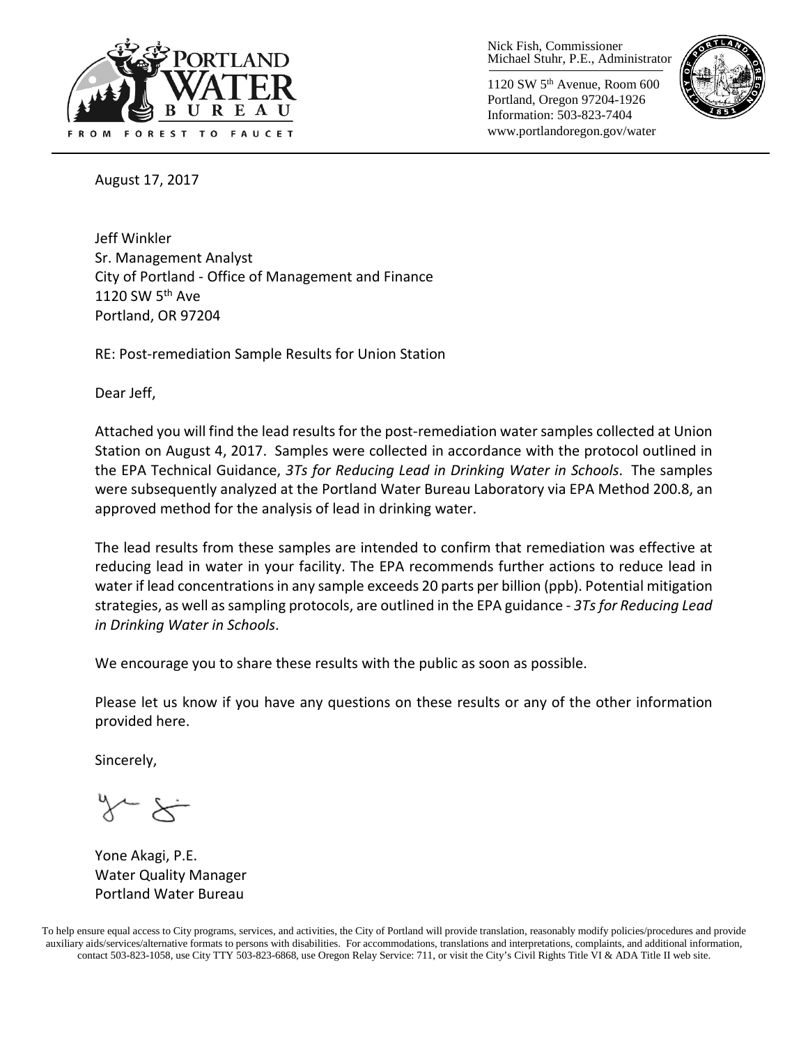Nick Fish, Commissioner
Michael Stuhr, P.E., Administrator

1120 SW 5th Avenue, Room 600
Portland, Oregon 97204-1926
Information: 503-823-7404
www.portlandoregon.gov/water

PORTLAND WATER BUREAU
FROM FOREST TO FAUCET

August 17, 2017

Jeff Winkler
Sr. Management Analyst
City of Portland - Office of Management and Finance
1120 SW 5th Ave
Portland, OR 97204

RE: Post-remediation Sample Results for Union Station

Dear Jeff,

Attached you will find the lead results for the post-remediation water samples collected at Union Station on August 4, 2017. Samples were collected in accordance with the protocol outlined in the EPA Technical Guidance, *3Ts for Reducing Lead in Drinking Water in Schools*. The samples were subsequently analyzed at the Portland Water Bureau Laboratory via EPA Method 200.8, an approved method for the analysis of lead in drinking water.

The lead results from these samples are intended to confirm that remediation was effective at reducing lead in water in your facility. The EPA recommends further actions to reduce lead in water if lead concentrations in any sample exceeds 20 parts per billion (ppb). Potential mitigation strategies, as well as sampling protocols, are outlined in the EPA guidance - *3Ts for Reducing Lead in Drinking Water in Schools*.

We encourage you to share these results with the public as soon as possible.

Please let us know if you have any questions on these results or any of the other information provided here.

Sincerely,

Yone Akagi, P.E.
Water Quality Manager
Portland Water Bureau

To help ensure equal access to City programs, services, and activities, the City of Portland will provide translation, reasonably modify policies/procedures and provide auxiliary aids/services/alternative formats to persons with disabilities. For accommodations, translations and interpretations, complaints, and additional information, contact 503-823-1058, use City TTY 503-823-6868, use Oregon Relay Service: 711, or visit the City's Civil Rights Title VI & ADA Title II web site.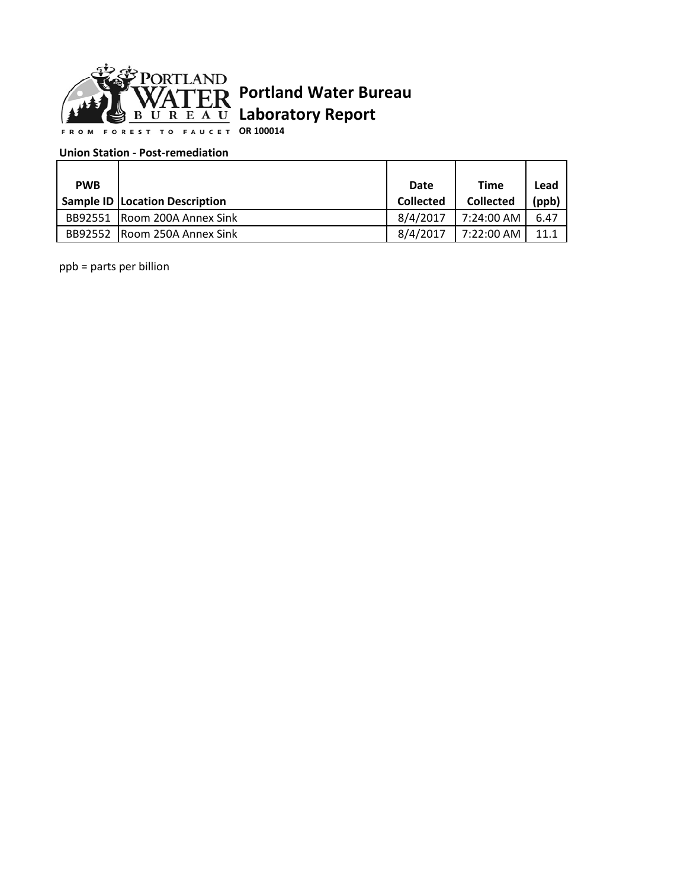# Portland Water Bureau
## Laboratory Report

**OR 100014**

**Union Station - Post-remediation**

| PWB Sample ID | Location Description | Date Collected | Time Collected | Lead (ppb) |
|---|---|---|---|---|
| BB92551 | Room 200A Annex Sink | 8/4/2017 | 7:24:00 AM | 6.47 |
| BB92552 | Room 250A Annex Sink | 8/4/2017 | 7:22:00 AM | 11.1 |

ppb = parts per billion